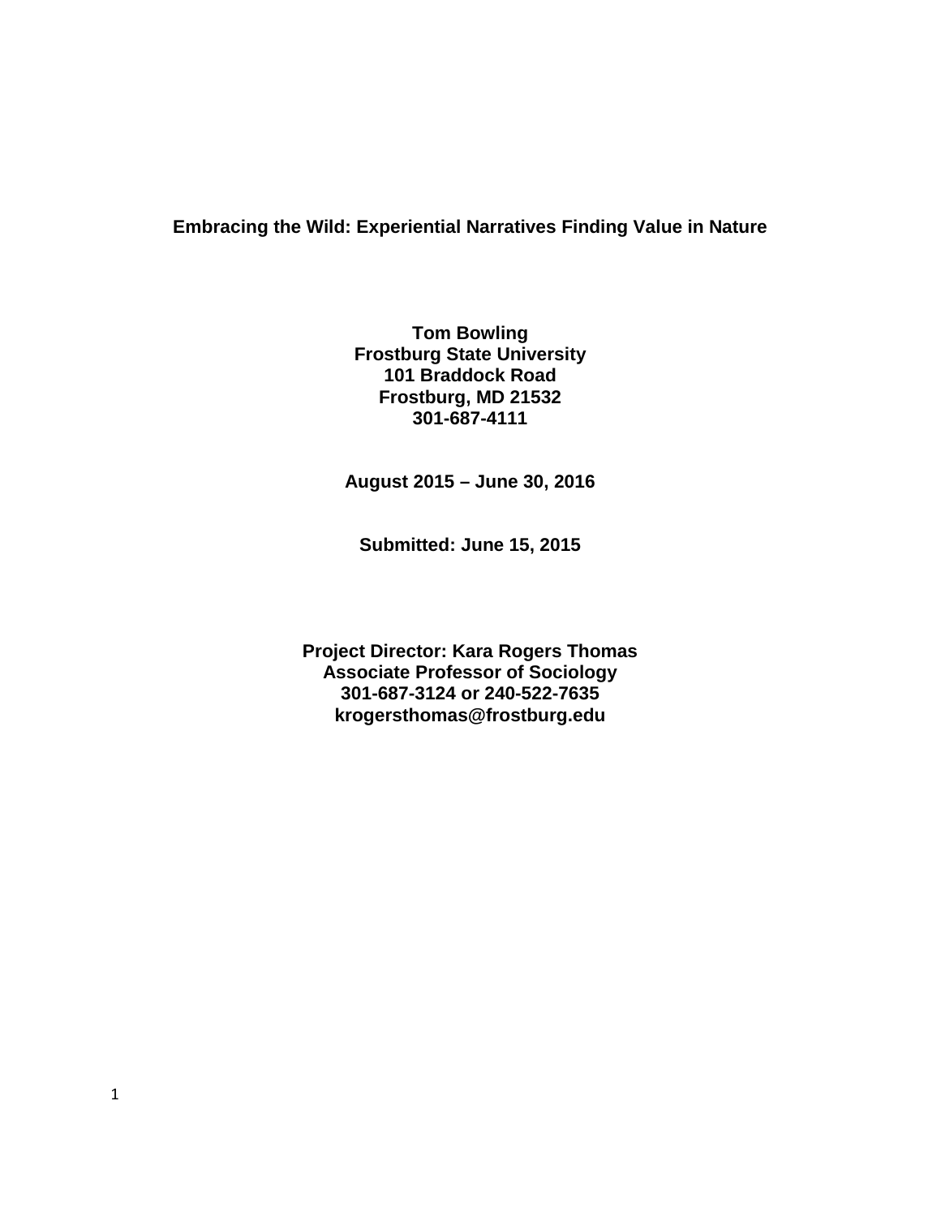# Embracing the Wild: Experiential Narratives Finding Value in Nature

**Tom Bowling**
**Frostburg State University**
**101 Braddock Road**
**Frostburg, MD 21532**
**301-687-4111**

**August 2015 – June 30, 2016**

**Submitted: June 15, 2015**

**Project Director: Kara Rogers Thomas**
**Associate Professor of Sociology**
**301-687-3124 or 240-522-7635**
**krogersthomas@frostburg.edu**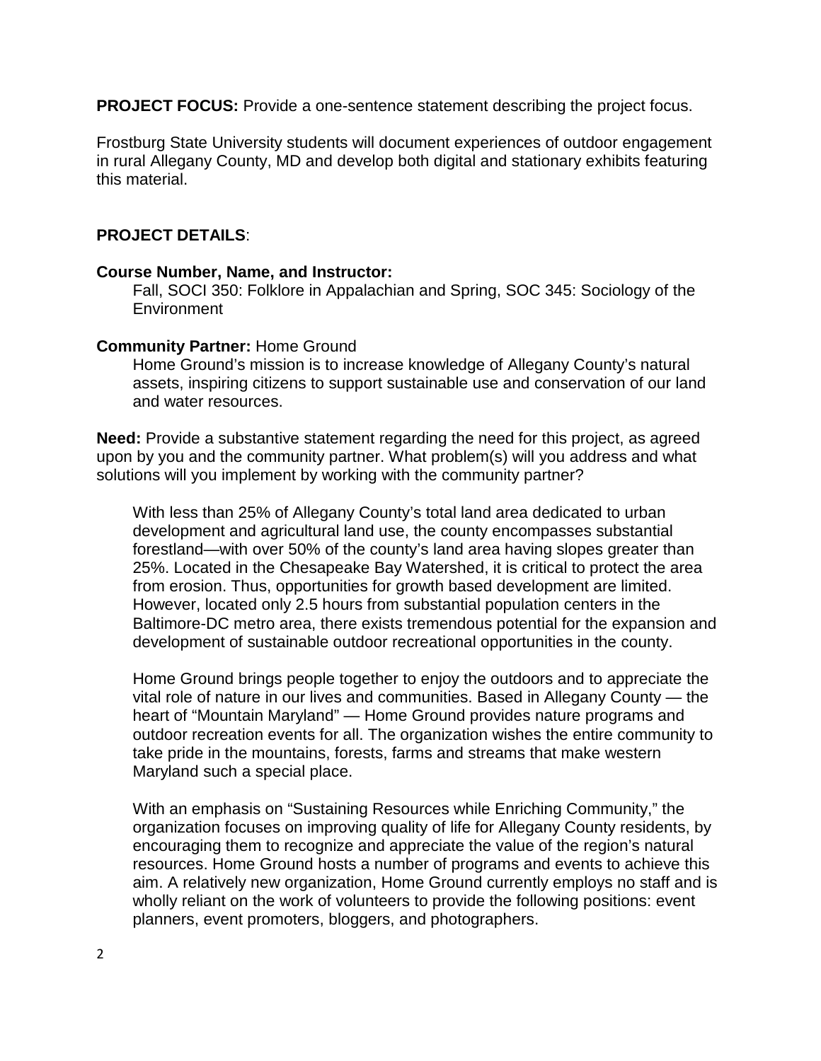**PROJECT FOCUS:** Provide a one-sentence statement describing the project focus.

Frostburg State University students will document experiences of outdoor engagement in rural Allegany County, MD and develop both digital and stationary exhibits featuring this material.

**PROJECT DETAILS**:

**Course Number, Name, and Instructor:**

Fall, SOCI 350: Folklore in Appalachian and Spring, SOC 345: Sociology of the Environment

**Community Partner:** Home Ground

Home Ground's mission is to increase knowledge of Allegany County's natural assets, inspiring citizens to support sustainable use and conservation of our land and water resources.

**Need:** Provide a substantive statement regarding the need for this project, as agreed upon by you and the community partner. What problem(s) will you address and what solutions will you implement by working with the community partner?

With less than 25% of Allegany County's total land area dedicated to urban development and agricultural land use, the county encompasses substantial forestland—with over 50% of the county's land area having slopes greater than 25%. Located in the Chesapeake Bay Watershed, it is critical to protect the area from erosion. Thus, opportunities for growth based development are limited. However, located only 2.5 hours from substantial population centers in the Baltimore-DC metro area, there exists tremendous potential for the expansion and development of sustainable outdoor recreational opportunities in the county.

Home Ground brings people together to enjoy the outdoors and to appreciate the vital role of nature in our lives and communities. Based in Allegany County — the heart of "Mountain Maryland" — Home Ground provides nature programs and outdoor recreation events for all. The organization wishes the entire community to take pride in the mountains, forests, farms and streams that make western Maryland such a special place.

With an emphasis on "Sustaining Resources while Enriching Community," the organization focuses on improving quality of life for Allegany County residents, by encouraging them to recognize and appreciate the value of the region's natural resources. Home Ground hosts a number of programs and events to achieve this aim. A relatively new organization, Home Ground currently employs no staff and is wholly reliant on the work of volunteers to provide the following positions: event planners, event promoters, bloggers, and photographers.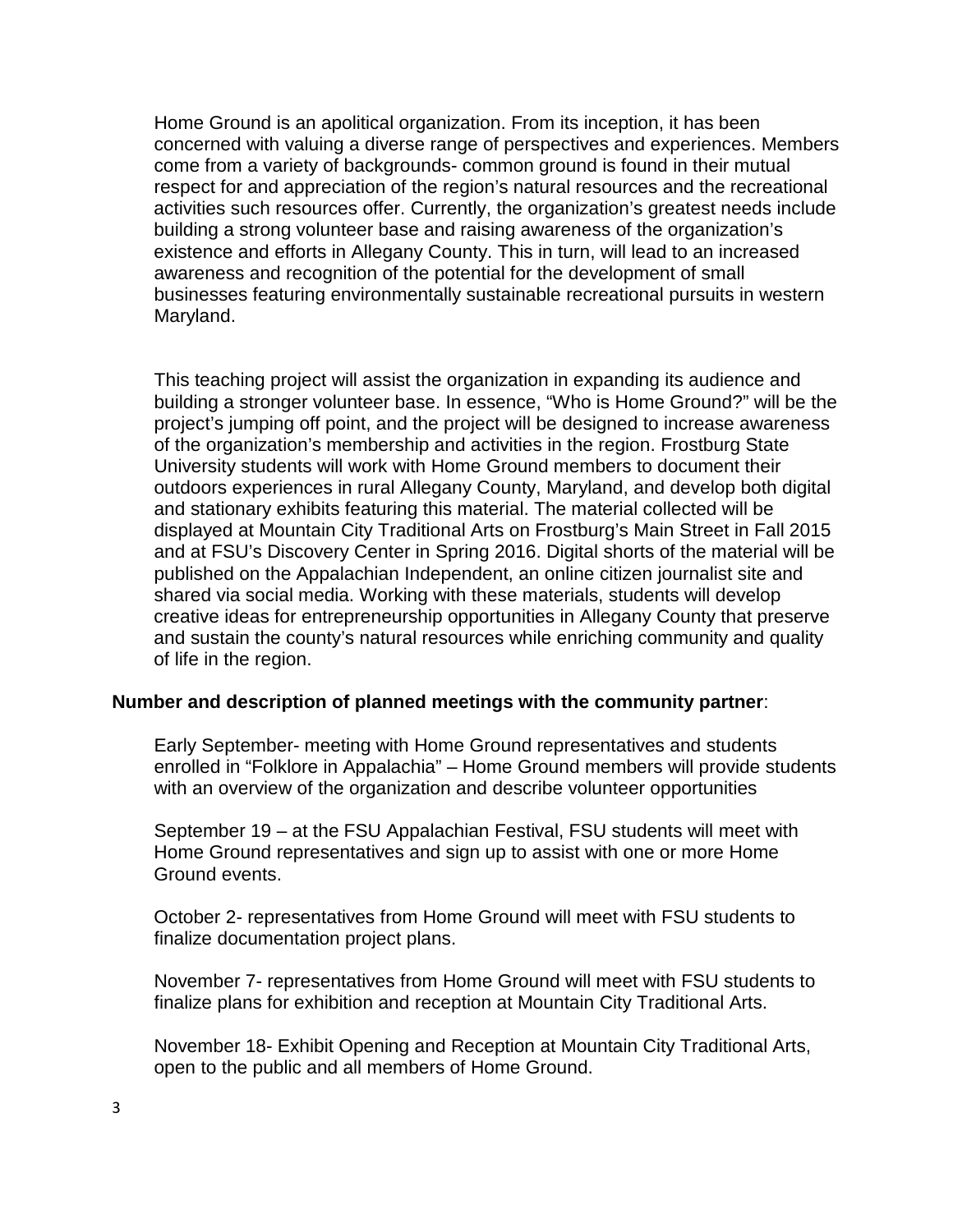Home Ground is an apolitical organization. From its inception, it has been concerned with valuing a diverse range of perspectives and experiences. Members come from a variety of backgrounds- common ground is found in their mutual respect for and appreciation of the region's natural resources and the recreational activities such resources offer. Currently, the organization's greatest needs include building a strong volunteer base and raising awareness of the organization's existence and efforts in Allegany County. This in turn, will lead to an increased awareness and recognition of the potential for the development of small businesses featuring environmentally sustainable recreational pursuits in western Maryland.

This teaching project will assist the organization in expanding its audience and building a stronger volunteer base. In essence, "Who is Home Ground?" will be the project's jumping off point, and the project will be designed to increase awareness of the organization's membership and activities in the region. Frostburg State University students will work with Home Ground members to document their outdoors experiences in rural Allegany County, Maryland, and develop both digital and stationary exhibits featuring this material. The material collected will be displayed at Mountain City Traditional Arts on Frostburg's Main Street in Fall 2015 and at FSU's Discovery Center in Spring 2016. Digital shorts of the material will be published on the Appalachian Independent, an online citizen journalist site and shared via social media. Working with these materials, students will develop creative ideas for entrepreneurship opportunities in Allegany County that preserve and sustain the county's natural resources while enriching community and quality of life in the region.

**Number and description of planned meetings with the community partner**:

Early September- meeting with Home Ground representatives and students enrolled in "Folklore in Appalachia" – Home Ground members will provide students with an overview of the organization and describe volunteer opportunities

September 19 – at the FSU Appalachian Festival, FSU students will meet with Home Ground representatives and sign up to assist with one or more Home Ground events.

October 2- representatives from Home Ground will meet with FSU students to finalize documentation project plans.

November 7- representatives from Home Ground will meet with FSU students to finalize plans for exhibition and reception at Mountain City Traditional Arts.

November 18- Exhibit Opening and Reception at Mountain City Traditional Arts, open to the public and all members of Home Ground.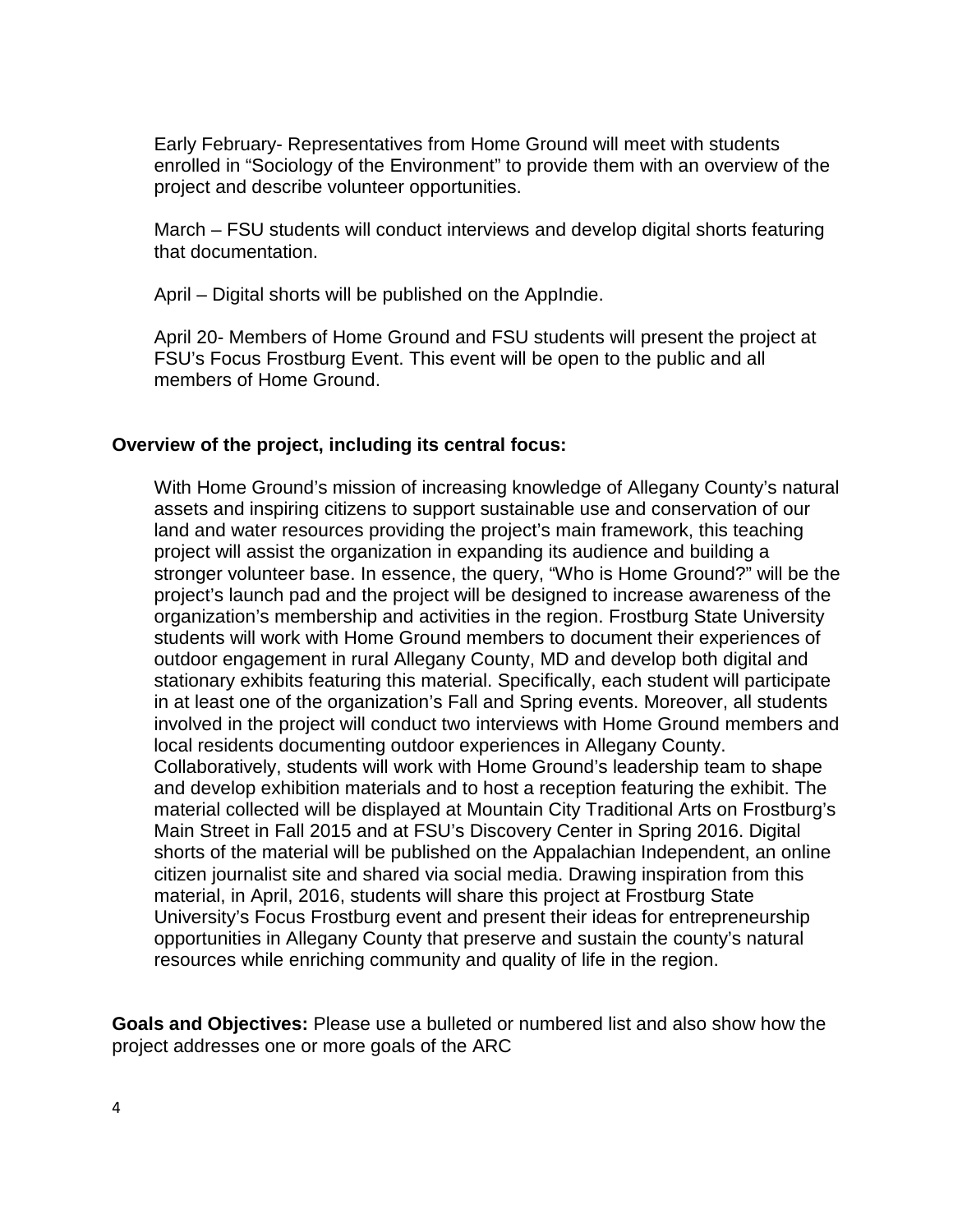Early February- Representatives from Home Ground will meet with students enrolled in “Sociology of the Environment” to provide them with an overview of the project and describe volunteer opportunities.

March – FSU students will conduct interviews and develop digital shorts featuring that documentation.

April – Digital shorts will be published on the AppIndie.

April 20- Members of Home Ground and FSU students will present the project at FSU’s Focus Frostburg Event. This event will be open to the public and all members of Home Ground.

**Overview of the project, including its central focus:**

With Home Ground’s mission of increasing knowledge of Allegany County’s natural assets and inspiring citizens to support sustainable use and conservation of our land and water resources providing the project’s main framework, this teaching project will assist the organization in expanding its audience and building a stronger volunteer base. In essence, the query, “Who is Home Ground?” will be the project’s launch pad and the project will be designed to increase awareness of the organization’s membership and activities in the region. Frostburg State University students will work with Home Ground members to document their experiences of outdoor engagement in rural Allegany County, MD and develop both digital and stationary exhibits featuring this material. Specifically, each student will participate in at least one of the organization’s Fall and Spring events. Moreover, all students involved in the project will conduct two interviews with Home Ground members and local residents documenting outdoor experiences in Allegany County. Collaboratively, students will work with Home Ground’s leadership team to shape and develop exhibition materials and to host a reception featuring the exhibit. The material collected will be displayed at Mountain City Traditional Arts on Frostburg’s Main Street in Fall 2015 and at FSU’s Discovery Center in Spring 2016. Digital shorts of the material will be published on the Appalachian Independent, an online citizen journalist site and shared via social media. Drawing inspiration from this material, in April, 2016, students will share this project at Frostburg State University’s Focus Frostburg event and present their ideas for entrepreneurship opportunities in Allegany County that preserve and sustain the county’s natural resources while enriching community and quality of life in the region.

**Goals and Objectives:** Please use a bulleted or numbered list and also show how the project addresses one or more goals of the ARC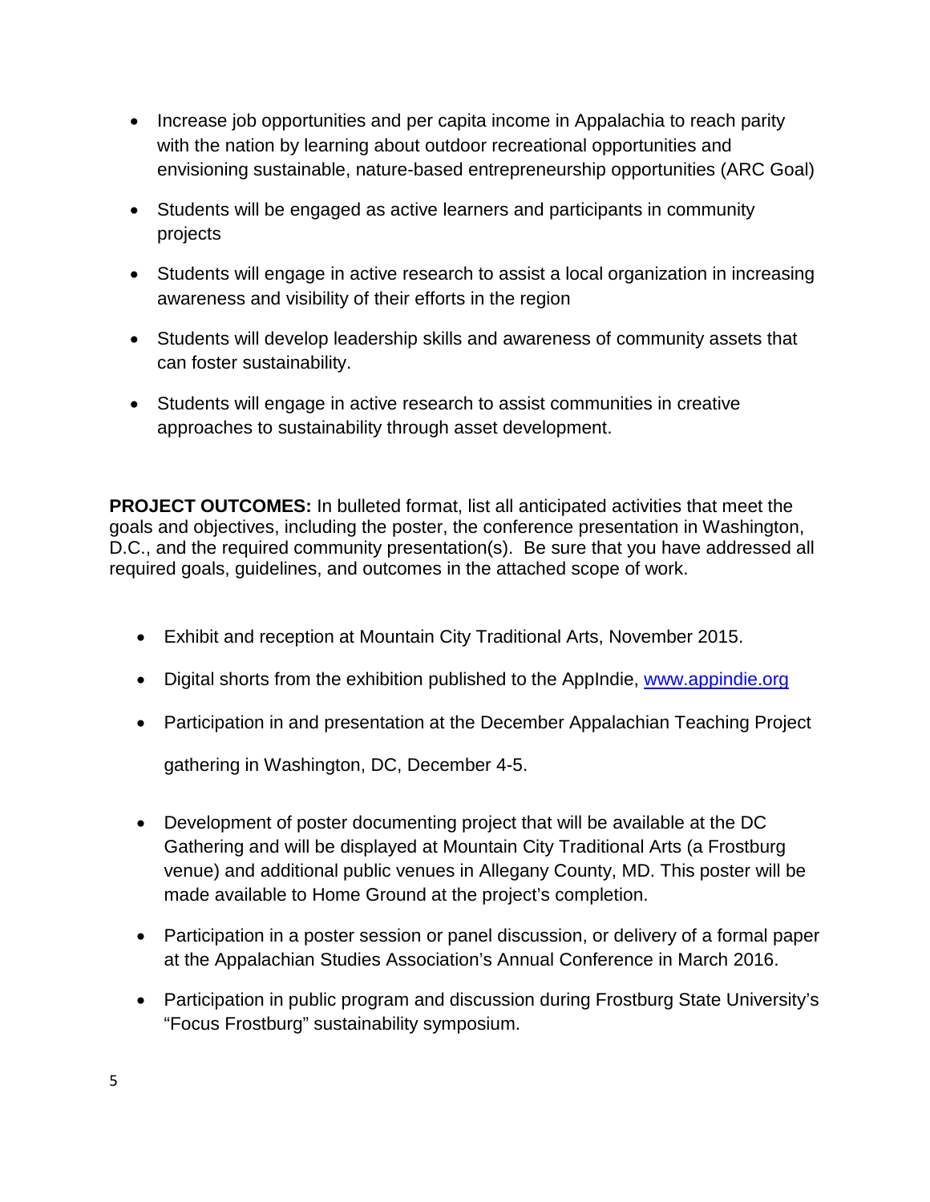- Increase job opportunities and per capita income in Appalachia to reach parity with the nation by learning about outdoor recreational opportunities and envisioning sustainable, nature-based entrepreneurship opportunities (ARC Goal)
- Students will be engaged as active learners and participants in community projects
- Students will engage in active research to assist a local organization in increasing awareness and visibility of their efforts in the region
- Students will develop leadership skills and awareness of community assets that can foster sustainability.
- Students will engage in active research to assist communities in creative approaches to sustainability through asset development.

**PROJECT OUTCOMES:** In bulleted format, list all anticipated activities that meet the goals and objectives, including the poster, the conference presentation in Washington, D.C., and the required community presentation(s). Be sure that you have addressed all required goals, guidelines, and outcomes in the attached scope of work.

- Exhibit and reception at Mountain City Traditional Arts, November 2015.
- Digital shorts from the exhibition published to the AppIndie, [www.appindie.org](http://www.appindie.org)
- Participation in and presentation at the December Appalachian Teaching Project gathering in Washington, DC, December 4-5.
- Development of poster documenting project that will be available at the DC Gathering and will be displayed at Mountain City Traditional Arts (a Frostburg venue) and additional public venues in Allegany County, MD. This poster will be made available to Home Ground at the project's completion.
- Participation in a poster session or panel discussion, or delivery of a formal paper at the Appalachian Studies Association's Annual Conference in March 2016.
- Participation in public program and discussion during Frostburg State University's "Focus Frostburg" sustainability symposium.